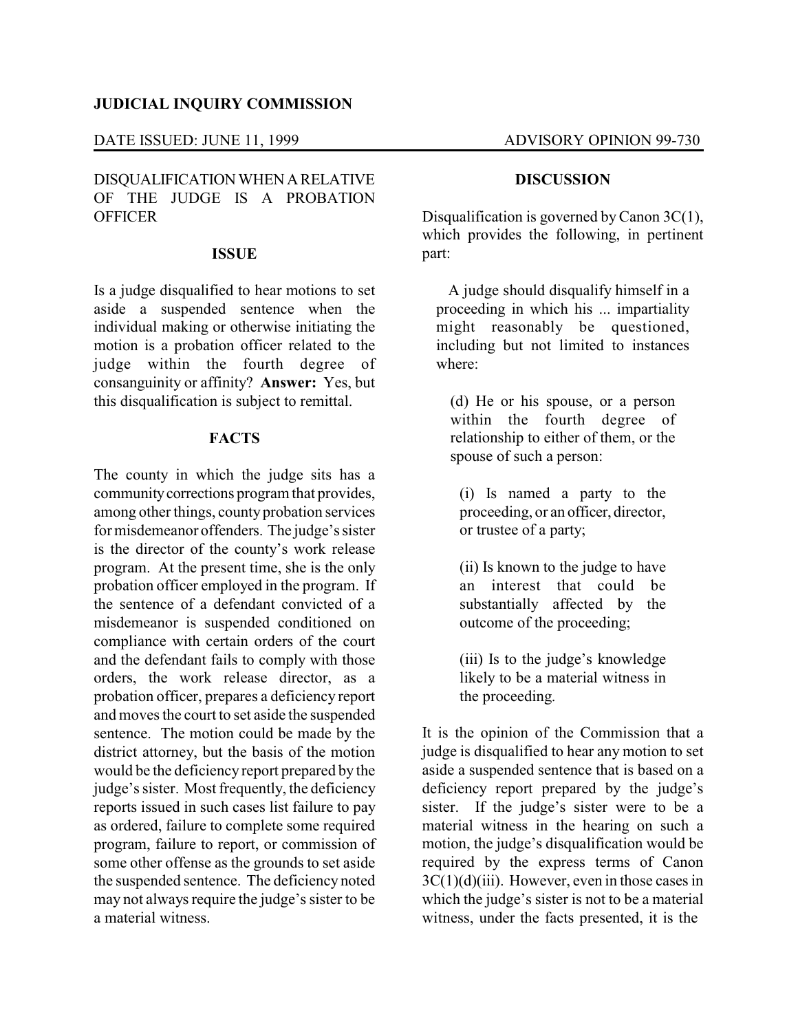**JUDICIAL INQUIRY COMMISSION**

DATE ISSUED: JUNE 11, 1999 ADVISORY OPINION 99-730

DISQUALIFICATION WHEN A RELATIVE OF THE JUDGE IS A PROBATION OFFICER

## ISSUE

Is a judge disqualified to hear motions to set aside a suspended sentence when the individual making or otherwise initiating the motion is a probation officer related to the judge within the fourth degree of consanguinity or affinity? **Answer:** Yes, but this disqualification is subject to remittal.

## FACTS

The county in which the judge sits has a community corrections program that provides, among other things, county probation services for misdemeanor offenders. The judge's sister is the director of the county's work release program. At the present time, she is the only probation officer employed in the program. If the sentence of a defendant convicted of a misdemeanor is suspended conditioned on compliance with certain orders of the court and the defendant fails to comply with those orders, the work release director, as a probation officer, prepares a deficiency report and moves the court to set aside the suspended sentence. The motion could be made by the district attorney, but the basis of the motion would be the deficiency report prepared by the judge's sister. Most frequently, the deficiency reports issued in such cases list failure to pay as ordered, failure to complete some required program, failure to report, or commission of some other offense as the grounds to set aside the suspended sentence. The deficiency noted may not always require the judge's sister to be a material witness.

## DISCUSSION

Disqualification is governed by Canon 3C(1), which provides the following, in pertinent part:

> A judge should disqualify himself in a proceeding in which his ... impartiality might reasonably be questioned, including but not limited to instances where:
>
> (d) He or his spouse, or a person within the fourth degree of relationship to either of them, or the spouse of such a person:
>
> (i) Is named a party to the proceeding, or an officer, director, or trustee of a party;
>
> (ii) Is known to the judge to have an interest that could be substantially affected by the outcome of the proceeding;
>
> (iii) Is to the judge's knowledge likely to be a material witness in the proceeding.

It is the opinion of the Commission that a judge is disqualified to hear any motion to set aside a suspended sentence that is based on a deficiency report prepared by the judge's sister. If the judge's sister were to be a material witness in the hearing on such a motion, the judge's disqualification would be required by the express terms of Canon 3C(1)(d)(iii). However, even in those cases in which the judge's sister is not to be a material witness, under the facts presented, it is the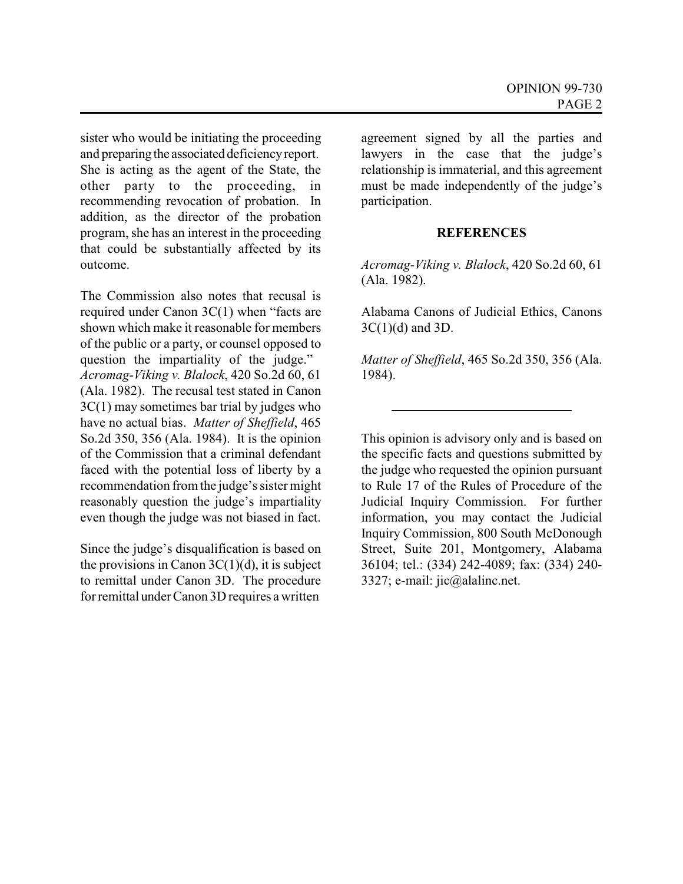sister who would be initiating the proceeding and preparing the associated deficiency report. She is acting as the agent of the State, the other party to the proceeding, in recommending revocation of probation. In addition, as the director of the probation program, she has an interest in the proceeding that could be substantially affected by its outcome.

The Commission also notes that recusal is required under Canon 3C(1) when "facts are shown which make it reasonable for members of the public or a party, or counsel opposed to question the impartiality of the judge." *Acromag-Viking v. Blalock*, 420 So.2d 60, 61 (Ala. 1982). The recusal test stated in Canon 3C(1) may sometimes bar trial by judges who have no actual bias. *Matter of Sheffield*, 465 So.2d 350, 356 (Ala. 1984). It is the opinion of the Commission that a criminal defendant faced with the potential loss of liberty by a recommendation from the judge's sister might reasonably question the judge's impartiality even though the judge was not biased in fact.

Since the judge's disqualification is based on the provisions in Canon 3C(1)(d), it is subject to remittal under Canon 3D. The procedure for remittal under Canon 3D requires a written agreement signed by all the parties and lawyers in the case that the judge's relationship is immaterial, and this agreement must be made independently of the judge's participation.

## REFERENCES

*Acromag-Viking v. Blalock*, 420 So.2d 60, 61 (Ala. 1982).

Alabama Canons of Judicial Ethics, Canons 3C(1)(d) and 3D.

*Matter of Sheffield*, 465 So.2d 350, 356 (Ala. 1984).

---

This opinion is advisory only and is based on the specific facts and questions submitted by the judge who requested the opinion pursuant to Rule 17 of the Rules of Procedure of the Judicial Inquiry Commission. For further information, you may contact the Judicial Inquiry Commission, 800 South McDonough Street, Suite 201, Montgomery, Alabama 36104; tel.: (334) 242-4089; fax: (334) 240-3327; e-mail: jic@alalinc.net.